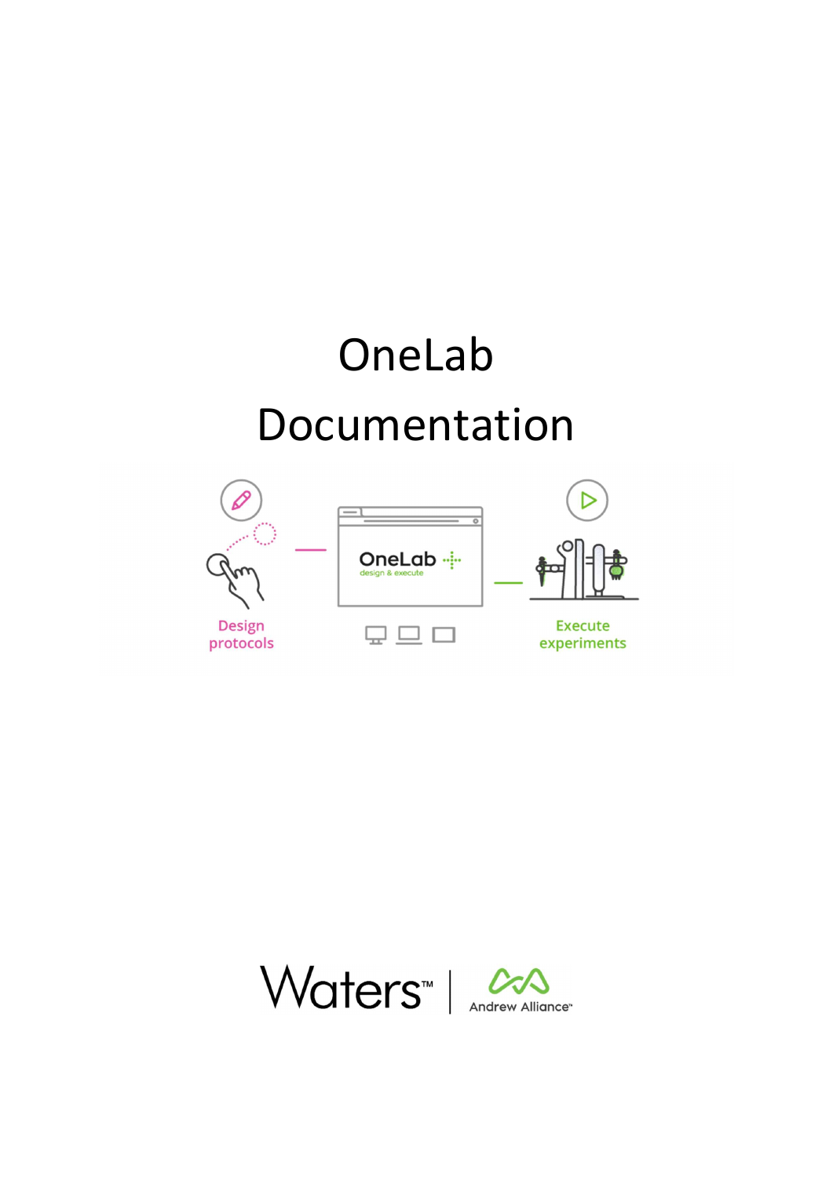# OneLab Documentation

Design protocols

OneLab design & execute

Execute experiments

Waters™ | Andrew Alliance™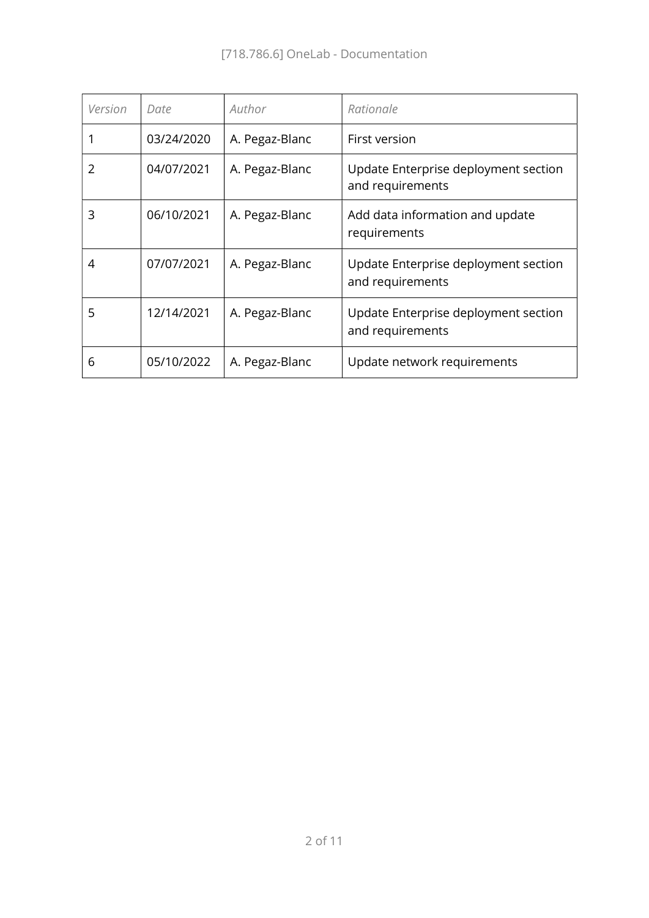| *Version* | *Date* | *Author* | *Rationale* |
|---|---|---|---|
| 1 | 03/24/2020 | A. Pegaz-Blanc | First version |
| 2 | 04/07/2021 | A. Pegaz-Blanc | Update Enterprise deployment section and requirements |
| 3 | 06/10/2021 | A. Pegaz-Blanc | Add data information and update requirements |
| 4 | 07/07/2021 | A. Pegaz-Blanc | Update Enterprise deployment section and requirements |
| 5 | 12/14/2021 | A. Pegaz-Blanc | Update Enterprise deployment section and requirements |
| 6 | 05/10/2022 | A. Pegaz-Blanc | Update network requirements |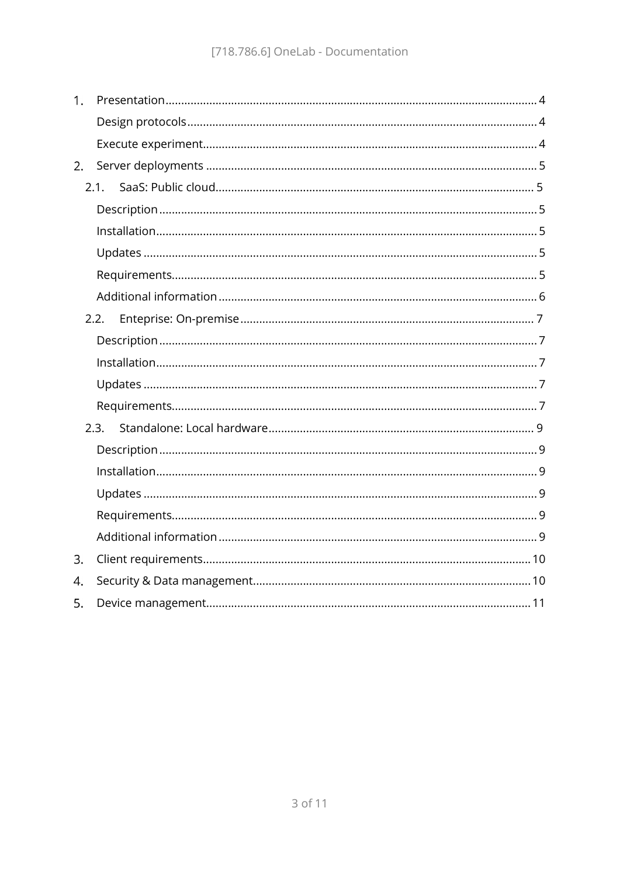1. Presentation ........ 4
    - Design protocols ........ 4
    - Execute experiment ........ 4
2. Server deployments ........ 5
    - 2.1. SaaS: Public cloud ........ 5
        - Description ........ 5
        - Installation ........ 5
        - Updates ........ 5
        - Requirements ........ 5
        - Additional information ........ 6
    - 2.2. Enteprise: On-premise ........ 7
        - Description ........ 7
        - Installation ........ 7
        - Updates ........ 7
        - Requirements ........ 7
    - 2.3. Standalone: Local hardware ........ 9
        - Description ........ 9
        - Installation ........ 9
        - Updates ........ 9
        - Requirements ........ 9
        - Additional information ........ 9
3. Client requirements ........ 10
4. Security & Data management ........ 10
5. Device management ........ 11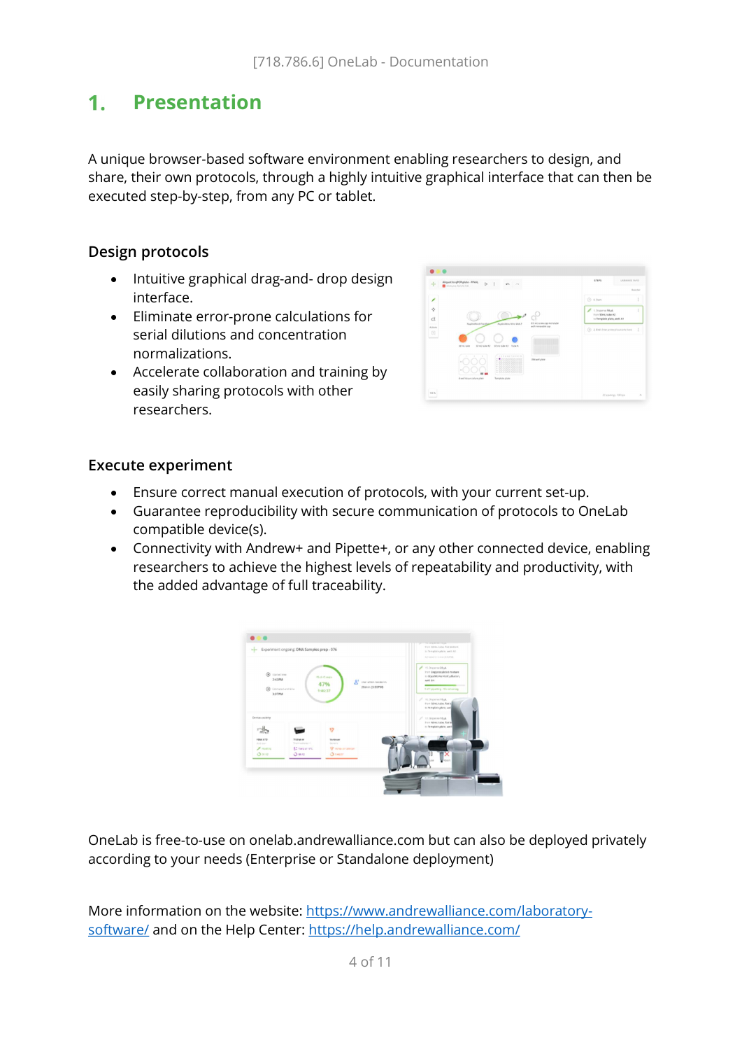# 1. Presentation

A unique browser-based software environment enabling researchers to design, and share, their own protocols, through a highly intuitive graphical interface that can then be executed step-by-step, from any PC or tablet.

### Design protocols

- Intuitive graphical drag-and- drop design interface.
- Eliminate error-prone calculations for serial dilutions and concentration normalizations.
- Accelerate collaboration and training by easily sharing protocols with other researchers.

### Execute experiment

- Ensure correct manual execution of protocols, with your current set-up.
- Guarantee reproducibility with secure communication of protocols to OneLab compatible device(s).
- Connectivity with Andrew+ and Pipette+, or any other connected device, enabling researchers to achieve the highest levels of repeatability and productivity, with the added advantage of full traceability.

OneLab is free-to-use on onelab.andrewalliance.com but can also be deployed privately according to your needs (Enterprise or Standalone deployment)

More information on the website: [https://www.andrewalliance.com/laboratory-software/](https://www.andrewalliance.com/laboratory-software/) and on the Help Center: [https://help.andrewalliance.com/](https://help.andrewalliance.com/)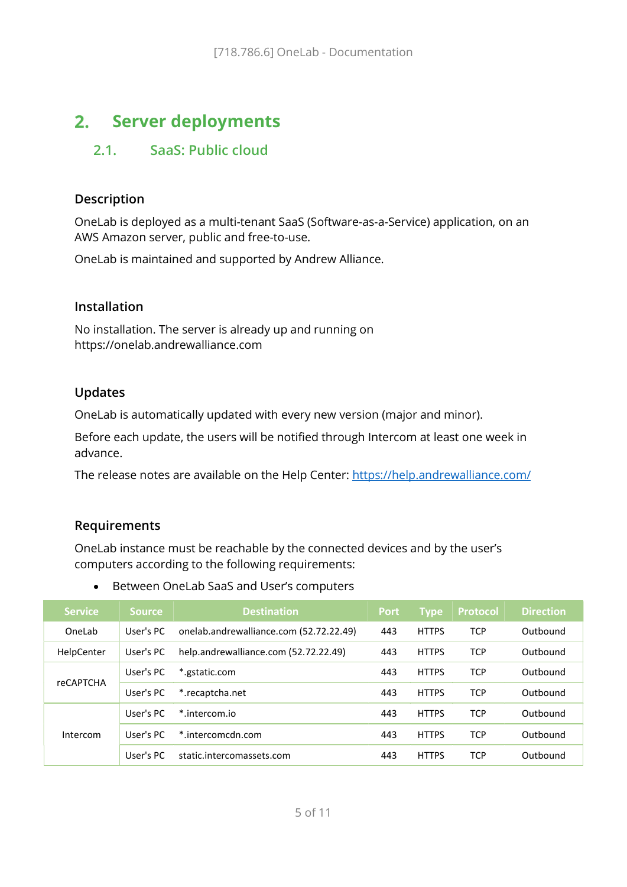# 2. Server deployments

## 2.1. SaaS: Public cloud

### Description

OneLab is deployed as a multi-tenant SaaS (Software-as-a-Service) application, on an AWS Amazon server, public and free-to-use.

OneLab is maintained and supported by Andrew Alliance.

### Installation

No installation. The server is already up and running on https://onelab.andrewalliance.com

### Updates

OneLab is automatically updated with every new version (major and minor).

Before each update, the users will be notified through Intercom at least one week in advance.

The release notes are available on the Help Center: https://help.andrewalliance.com/

### Requirements

OneLab instance must be reachable by the connected devices and by the user's computers according to the following requirements:

- Between OneLab SaaS and User's computers

| Service | Source | Destination | Port | Type | Protocol | Direction |
|---|---|---|---|---|---|---|
| OneLab | User's PC | onelab.andrewalliance.com (52.72.22.49) | 443 | HTTPS | TCP | Outbound |
| HelpCenter | User's PC | help.andrewalliance.com (52.72.22.49) | 443 | HTTPS | TCP | Outbound |
| reCAPTCHA | User's PC | *.gstatic.com | 443 | HTTPS | TCP | Outbound |
| | User's PC | *.recaptcha.net | 443 | HTTPS | TCP | Outbound |
| Intercom | User's PC | *.intercom.io | 443 | HTTPS | TCP | Outbound |
| | User's PC | *.intercomcdn.com | 443 | HTTPS | TCP | Outbound |
| | User's PC | static.intercomassets.com | 443 | HTTPS | TCP | Outbound |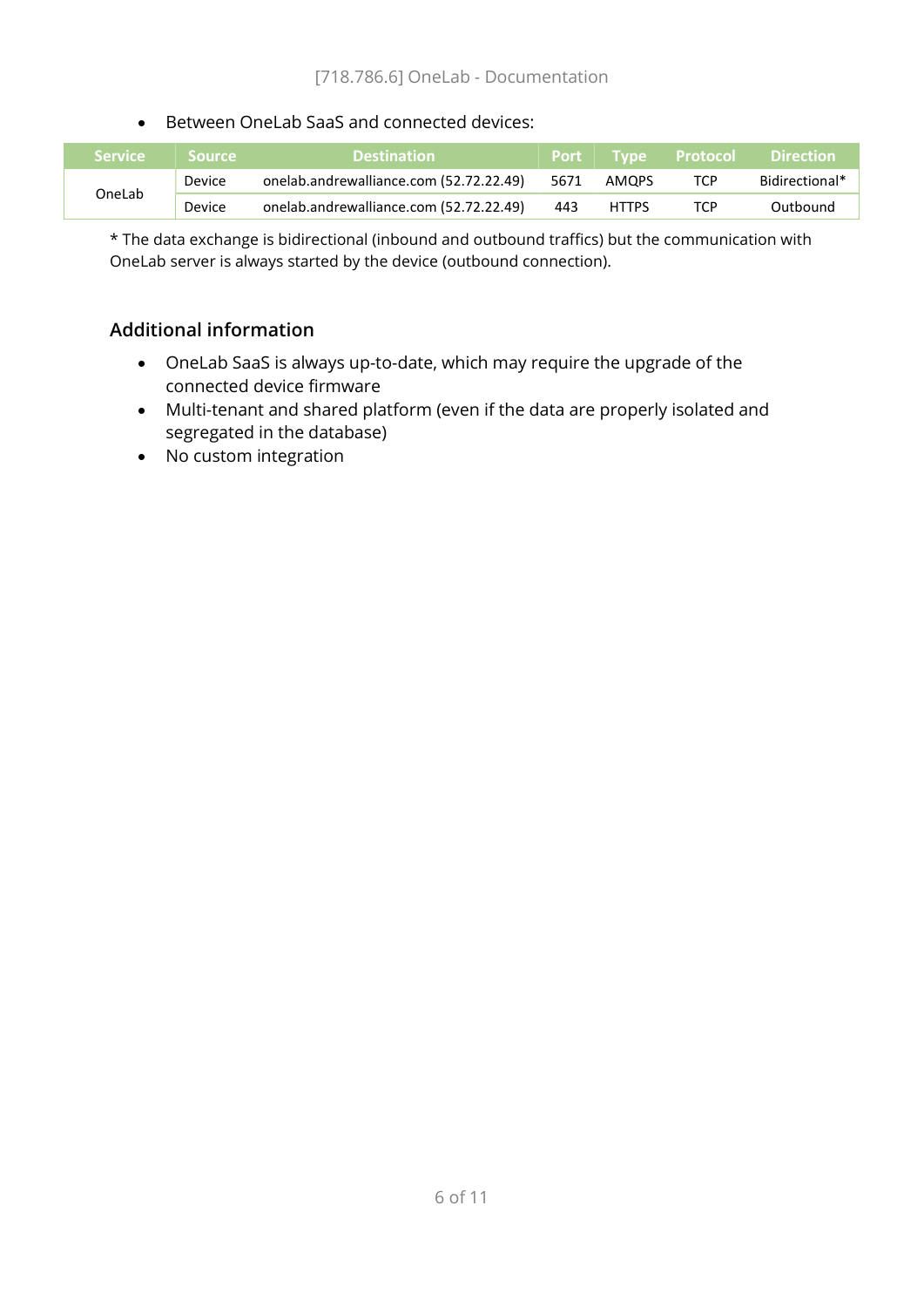- Between OneLab SaaS and connected devices:

| Service | Source | Destination | Port | Type | Protocol | Direction |
|---|---|---|---|---|---|---|
| OneLab | Device | onelab.andrewalliance.com (52.72.22.49) | 5671 | AMQPS | TCP | Bidirectional* |
| | Device | onelab.andrewalliance.com (52.72.22.49) | 443 | HTTPS | TCP | Outbound |

* The data exchange is bidirectional (inbound and outbound traffics) but the communication with OneLab server is always started by the device (outbound connection).

## Additional information

- OneLab SaaS is always up-to-date, which may require the upgrade of the connected device firmware
- Multi-tenant and shared platform (even if the data are properly isolated and segregated in the database)
- No custom integration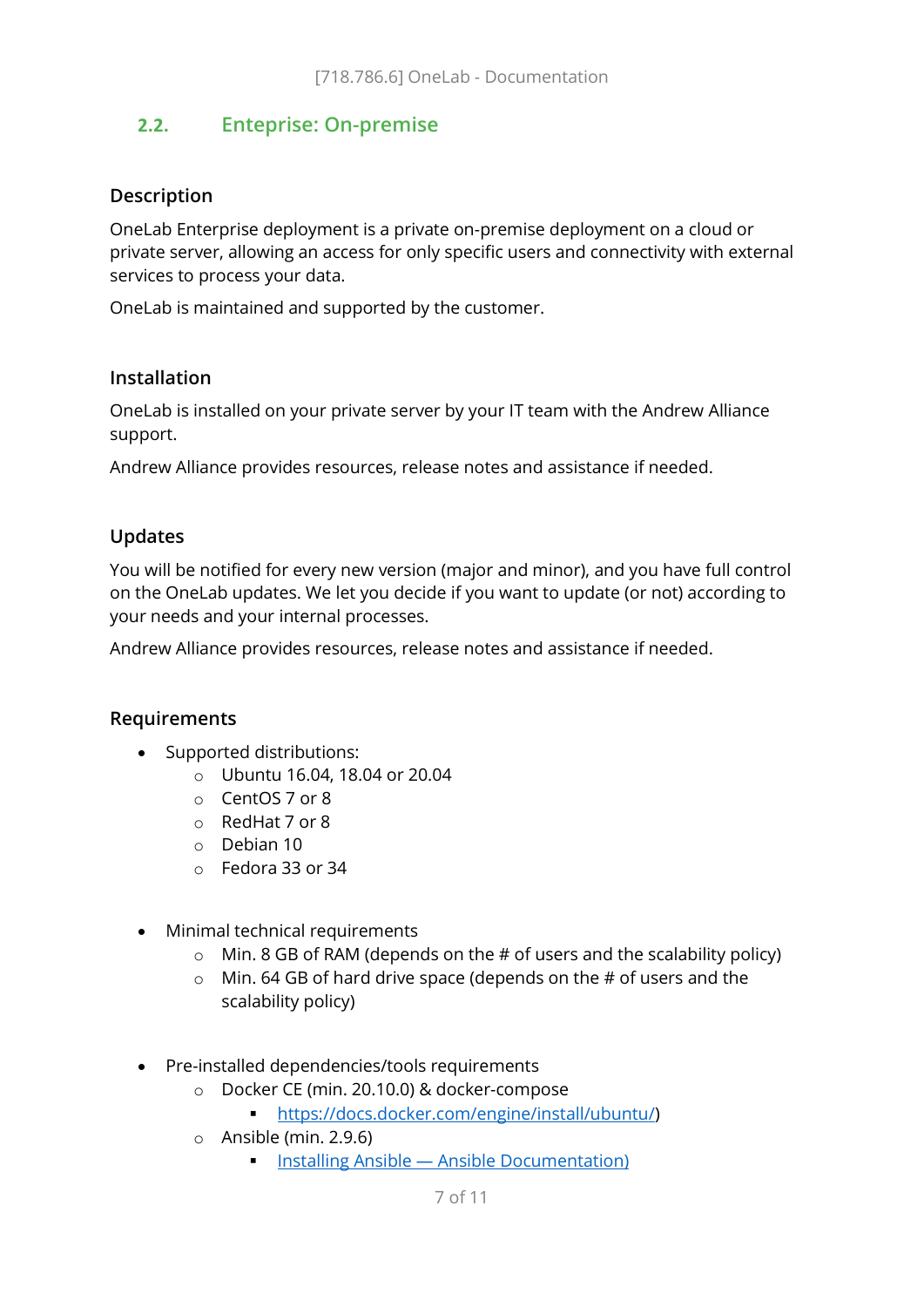## 2.2. Enteprise: On-premise

### Description

OneLab Enterprise deployment is a private on-premise deployment on a cloud or private server, allowing an access for only specific users and connectivity with external services to process your data.

OneLab is maintained and supported by the customer.

### Installation

OneLab is installed on your private server by your IT team with the Andrew Alliance support.

Andrew Alliance provides resources, release notes and assistance if needed.

### Updates

You will be notified for every new version (major and minor), and you have full control on the OneLab updates. We let you decide if you want to update (or not) according to your needs and your internal processes.

Andrew Alliance provides resources, release notes and assistance if needed.

### Requirements

- Supported distributions:
  - Ubuntu 16.04, 18.04 or 20.04
  - CentOS 7 or 8
  - RedHat 7 or 8
  - Debian 10
  - Fedora 33 or 34

- Minimal technical requirements
  - Min. 8 GB of RAM (depends on the # of users and the scalability policy)
  - Min. 64 GB of hard drive space (depends on the # of users and the scalability policy)

- Pre-installed dependencies/tools requirements
  - Docker CE (min. 20.10.0) & docker-compose
    - [https://docs.docker.com/engine/install/ubuntu/](https://docs.docker.com/engine/install/ubuntu/))
  - Ansible (min. 2.9.6)
    - [Installing Ansible — Ansible Documentation)]()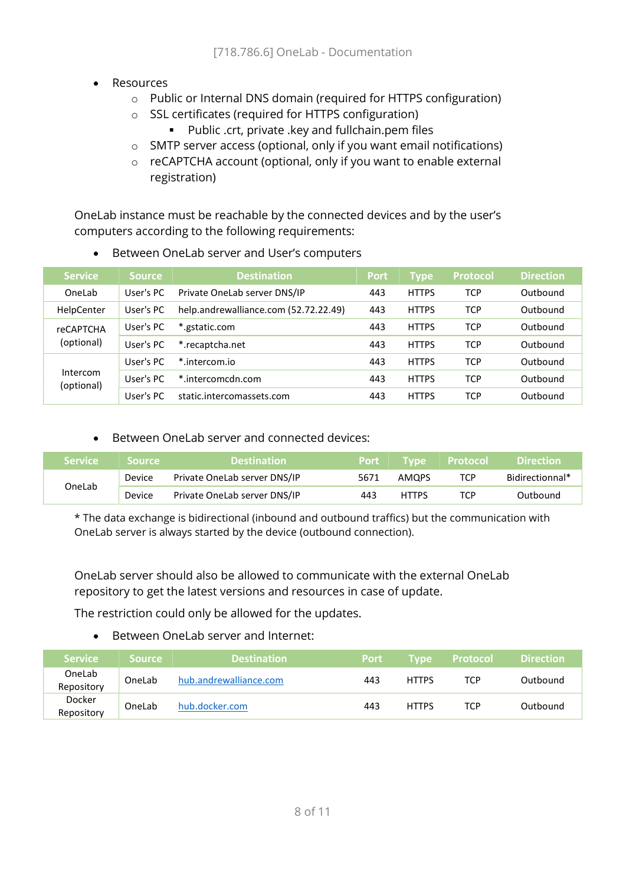- Resources
    - Public or Internal DNS domain (required for HTTPS configuration)
    - SSL certificates (required for HTTPS configuration)
        - Public .crt, private .key and fullchain.pem files
    - SMTP server access (optional, only if you want email notifications)
    - reCAPTCHA account (optional, only if you want to enable external registration)

OneLab instance must be reachable by the connected devices and by the user's computers according to the following requirements:

- Between OneLab server and User's computers

| Service | Source | Destination | Port | Type | Protocol | Direction |
|---|---|---|---|---|---|---|
| OneLab | User's PC | Private OneLab server DNS/IP | 443 | HTTPS | TCP | Outbound |
| HelpCenter | User's PC | help.andrewalliance.com (52.72.22.49) | 443 | HTTPS | TCP | Outbound |
| reCAPTCHA (optional) | User's PC | *.gstatic.com | 443 | HTTPS | TCP | Outbound |
| | User's PC | *.recaptcha.net | 443 | HTTPS | TCP | Outbound |
| Intercom (optional) | User's PC | *.intercom.io | 443 | HTTPS | TCP | Outbound |
| | User's PC | *.intercomcdn.com | 443 | HTTPS | TCP | Outbound |
| | User's PC | static.intercomassets.com | 443 | HTTPS | TCP | Outbound |

- Between OneLab server and connected devices:

| Service | Source | Destination | Port | Type | Protocol | Direction |
|---|---|---|---|---|---|---|
| OneLab | Device | Private OneLab server DNS/IP | 5671 | AMQPS | TCP | Bidirectionnal* |
| | Device | Private OneLab server DNS/IP | 443 | HTTPS | TCP | Outbound |

* The data exchange is bidirectional (inbound and outbound traffics) but the communication with OneLab server is always started by the device (outbound connection).

OneLab server should also be allowed to communicate with the external OneLab repository to get the latest versions and resources in case of update.

The restriction could only be allowed for the updates.

- Between OneLab server and Internet:

| Service | Source | Destination | Port | Type | Protocol | Direction |
|---|---|---|---|---|---|---|
| OneLab Repository | OneLab | hub.andrewalliance.com | 443 | HTTPS | TCP | Outbound |
| Docker Repository | OneLab | hub.docker.com | 443 | HTTPS | TCP | Outbound |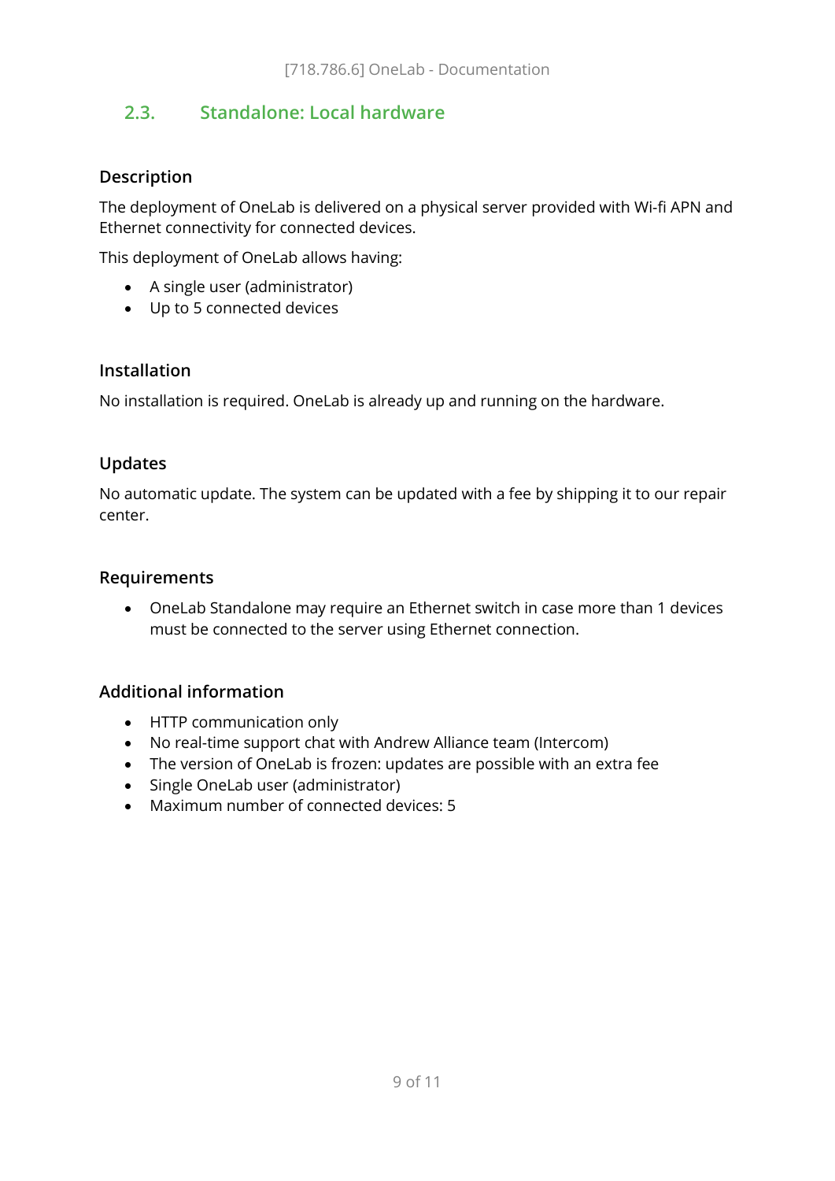## 2.3. Standalone: Local hardware

### Description

The deployment of OneLab is delivered on a physical server provided with Wi-fi APN and Ethernet connectivity for connected devices.

This deployment of OneLab allows having:

- A single user (administrator)
- Up to 5 connected devices

### Installation

No installation is required. OneLab is already up and running on the hardware.

### Updates

No automatic update. The system can be updated with a fee by shipping it to our repair center.

### Requirements

- OneLab Standalone may require an Ethernet switch in case more than 1 devices must be connected to the server using Ethernet connection.

### Additional information

- HTTP communication only
- No real-time support chat with Andrew Alliance team (Intercom)
- The version of OneLab is frozen: updates are possible with an extra fee
- Single OneLab user (administrator)
- Maximum number of connected devices: 5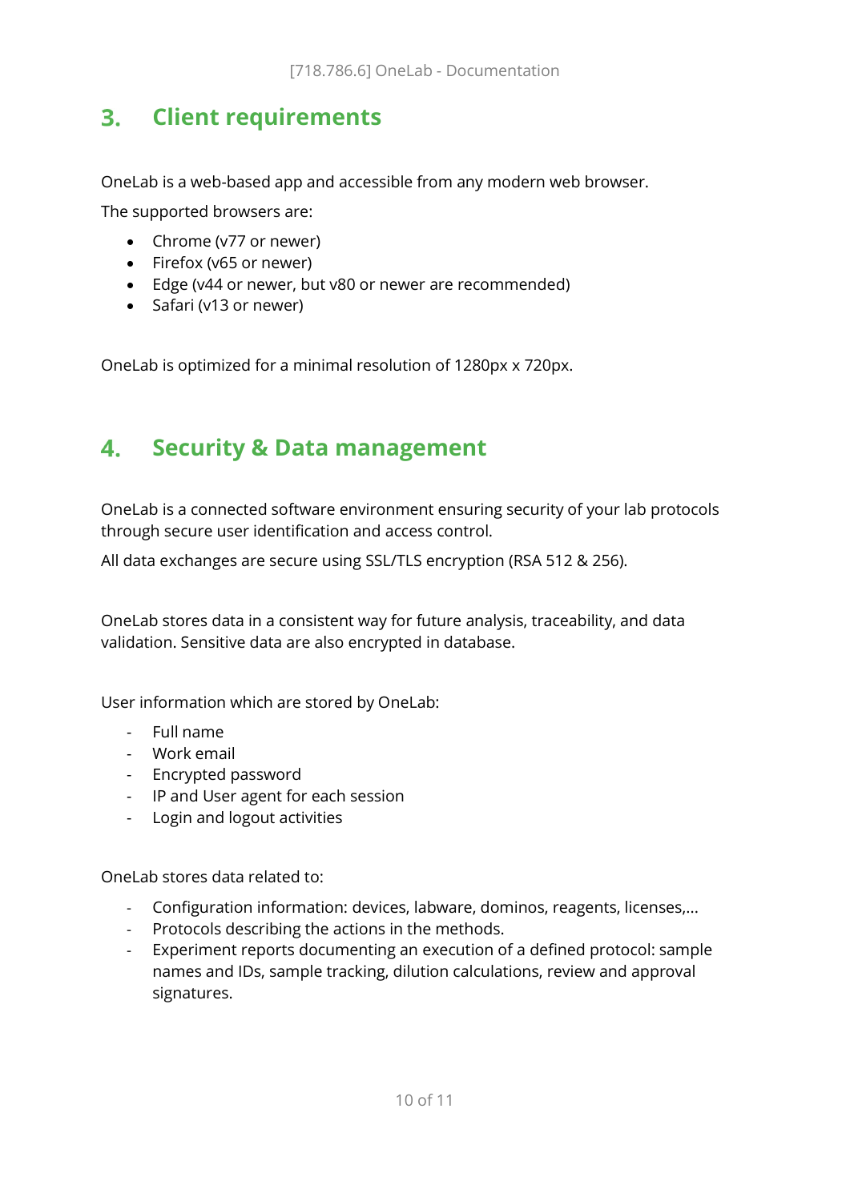## 3. Client requirements

OneLab is a web-based app and accessible from any modern web browser.

The supported browsers are:

- Chrome (v77 or newer)
- Firefox (v65 or newer)
- Edge (v44 or newer, but v80 or newer are recommended)
- Safari (v13 or newer)

OneLab is optimized for a minimal resolution of 1280px x 720px.

## 4. Security & Data management

OneLab is a connected software environment ensuring security of your lab protocols through secure user identification and access control.

All data exchanges are secure using SSL/TLS encryption (RSA 512 & 256).

OneLab stores data in a consistent way for future analysis, traceability, and data validation. Sensitive data are also encrypted in database.

User information which are stored by OneLab:

- Full name
- Work email
- Encrypted password
- IP and User agent for each session
- Login and logout activities

OneLab stores data related to:

- Configuration information: devices, labware, dominos, reagents, licenses,...
- Protocols describing the actions in the methods.
- Experiment reports documenting an execution of a defined protocol: sample names and IDs, sample tracking, dilution calculations, review and approval signatures.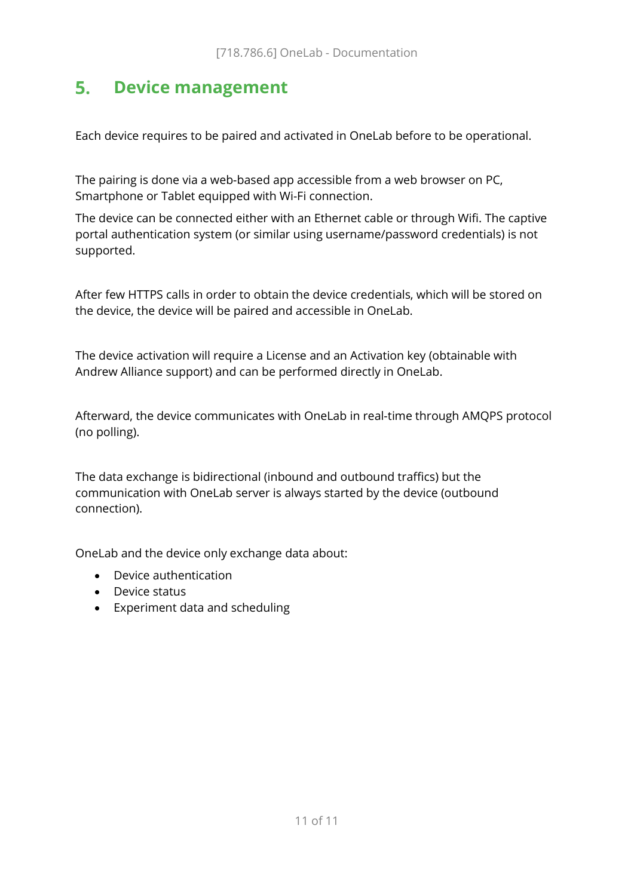# 5. Device management

Each device requires to be paired and activated in OneLab before to be operational.

The pairing is done via a web-based app accessible from a web browser on PC, Smartphone or Tablet equipped with Wi-Fi connection.

The device can be connected either with an Ethernet cable or through Wifi. The captive portal authentication system (or similar using username/password credentials) is not supported.

After few HTTPS calls in order to obtain the device credentials, which will be stored on the device, the device will be paired and accessible in OneLab.

The device activation will require a License and an Activation key (obtainable with Andrew Alliance support) and can be performed directly in OneLab.

Afterward, the device communicates with OneLab in real-time through AMQPS protocol (no polling).

The data exchange is bidirectional (inbound and outbound traffics) but the communication with OneLab server is always started by the device (outbound connection).

OneLab and the device only exchange data about:

- Device authentication
- Device status
- Experiment data and scheduling